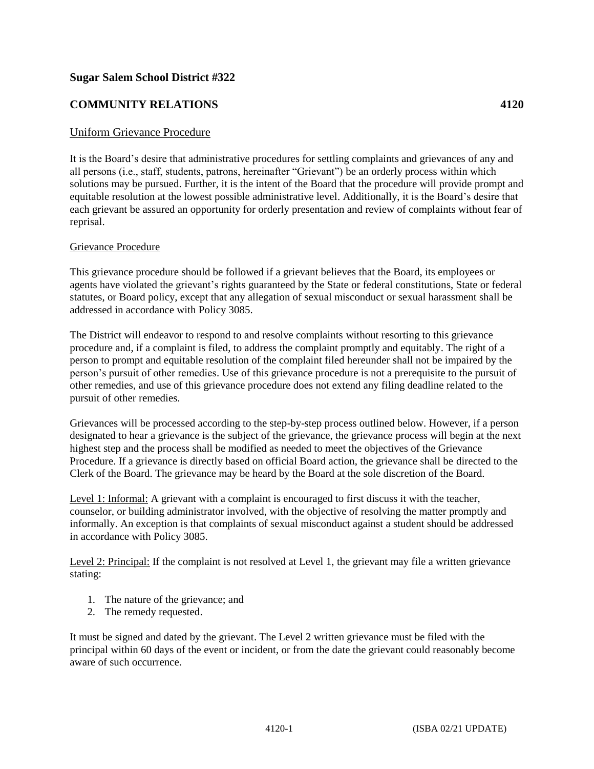**Sugar Salem School District #322**

## COMMUNITY RELATIONS 4120

Uniform Grievance Procedure

It is the Board's desire that administrative procedures for settling complaints and grievances of any and all persons (i.e., staff, students, patrons, hereinafter "Grievant") be an orderly process within which solutions may be pursued. Further, it is the intent of the Board that the procedure will provide prompt and equitable resolution at the lowest possible administrative level. Additionally, it is the Board's desire that each grievant be assured an opportunity for orderly presentation and review of complaints without fear of reprisal.

Grievance Procedure

This grievance procedure should be followed if a grievant believes that the Board, its employees or agents have violated the grievant's rights guaranteed by the State or federal constitutions, State or federal statutes, or Board policy, except that any allegation of sexual misconduct or sexual harassment shall be addressed in accordance with Policy 3085.

The District will endeavor to respond to and resolve complaints without resorting to this grievance procedure and, if a complaint is filed, to address the complaint promptly and equitably. The right of a person to prompt and equitable resolution of the complaint filed hereunder shall not be impaired by the person's pursuit of other remedies. Use of this grievance procedure is not a prerequisite to the pursuit of other remedies, and use of this grievance procedure does not extend any filing deadline related to the pursuit of other remedies.

Grievances will be processed according to the step-by-step process outlined below. However, if a person designated to hear a grievance is the subject of the grievance, the grievance process will begin at the next highest step and the process shall be modified as needed to meet the objectives of the Grievance Procedure. If a grievance is directly based on official Board action, the grievance shall be directed to the Clerk of the Board. The grievance may be heard by the Board at the sole discretion of the Board.

Level 1: Informal: A grievant with a complaint is encouraged to first discuss it with the teacher, counselor, or building administrator involved, with the objective of resolving the matter promptly and informally. An exception is that complaints of sexual misconduct against a student should be addressed in accordance with Policy 3085.

Level 2: Principal: If the complaint is not resolved at Level 1, the grievant may file a written grievance stating:

1. The nature of the grievance; and
2. The remedy requested.

It must be signed and dated by the grievant. The Level 2 written grievance must be filed with the principal within 60 days of the event or incident, or from the date the grievant could reasonably become aware of such occurrence.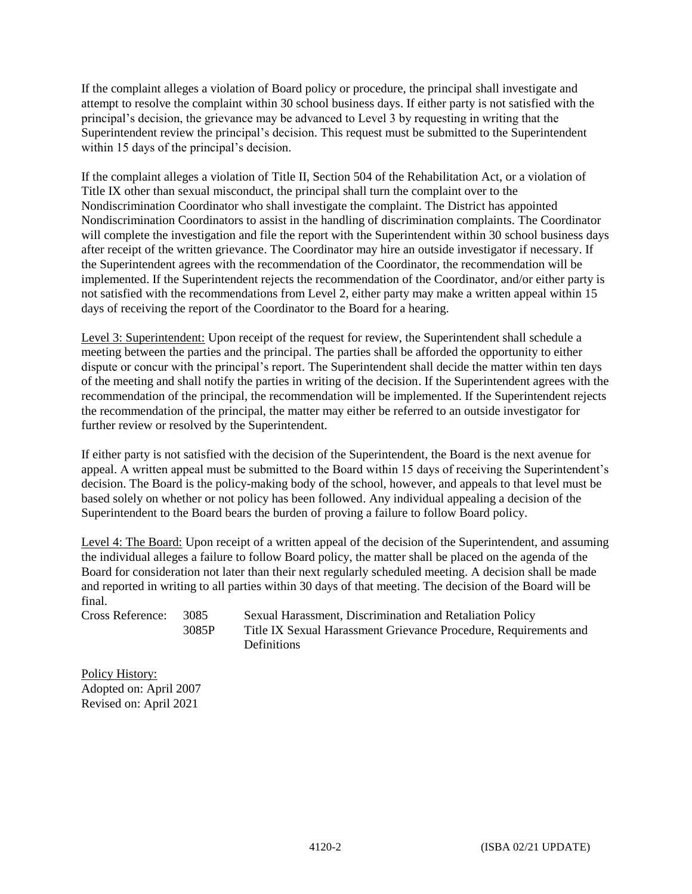If the complaint alleges a violation of Board policy or procedure, the principal shall investigate and attempt to resolve the complaint within 30 school business days. If either party is not satisfied with the principal's decision, the grievance may be advanced to Level 3 by requesting in writing that the Superintendent review the principal's decision. This request must be submitted to the Superintendent within 15 days of the principal's decision.

If the complaint alleges a violation of Title II, Section 504 of the Rehabilitation Act, or a violation of Title IX other than sexual misconduct, the principal shall turn the complaint over to the Nondiscrimination Coordinator who shall investigate the complaint. The District has appointed Nondiscrimination Coordinators to assist in the handling of discrimination complaints. The Coordinator will complete the investigation and file the report with the Superintendent within 30 school business days after receipt of the written grievance. The Coordinator may hire an outside investigator if necessary. If the Superintendent agrees with the recommendation of the Coordinator, the recommendation will be implemented. If the Superintendent rejects the recommendation of the Coordinator, and/or either party is not satisfied with the recommendations from Level 2, either party may make a written appeal within 15 days of receiving the report of the Coordinator to the Board for a hearing.

Level 3: Superintendent: Upon receipt of the request for review, the Superintendent shall schedule a meeting between the parties and the principal. The parties shall be afforded the opportunity to either dispute or concur with the principal's report. The Superintendent shall decide the matter within ten days of the meeting and shall notify the parties in writing of the decision. If the Superintendent agrees with the recommendation of the principal, the recommendation will be implemented. If the Superintendent rejects the recommendation of the principal, the matter may either be referred to an outside investigator for further review or resolved by the Superintendent.

If either party is not satisfied with the decision of the Superintendent, the Board is the next avenue for appeal. A written appeal must be submitted to the Board within 15 days of receiving the Superintendent's decision. The Board is the policy-making body of the school, however, and appeals to that level must be based solely on whether or not policy has been followed. Any individual appealing a decision of the Superintendent to the Board bears the burden of proving a failure to follow Board policy.

Level 4: The Board: Upon receipt of a written appeal of the decision of the Superintendent, and assuming the individual alleges a failure to follow Board policy, the matter shall be placed on the agenda of the Board for consideration not later than their next regularly scheduled meeting. A decision shall be made and reported in writing to all parties within 30 days of that meeting. The decision of the Board will be final.

| | | |
|---|---|---|
| Cross Reference: | 3085 | Sexual Harassment, Discrimination and Retaliation Policy |
| | 3085P | Title IX Sexual Harassment Grievance Procedure, Requirements and Definitions |

Policy History:
Adopted on: April 2007
Revised on: April 2021

4120-2 (ISBA 02/21 UPDATE)